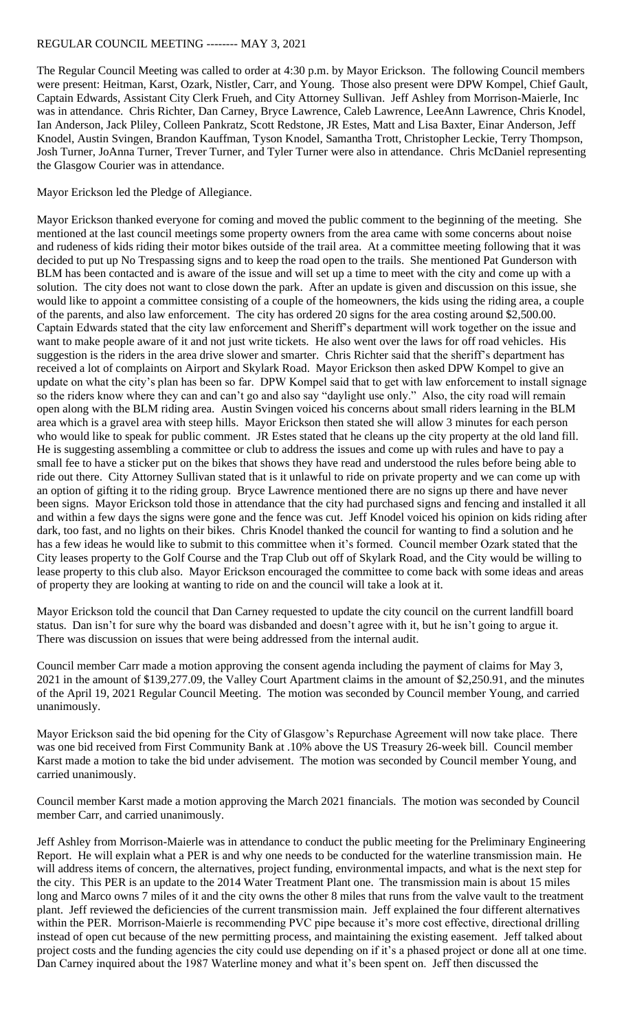# REGULAR COUNCIL MEETING -------- MAY 3, 2021

The Regular Council Meeting was called to order at 4:30 p.m. by Mayor Erickson. The following Council members were present: Heitman, Karst, Ozark, Nistler, Carr, and Young. Those also present were DPW Kompel, Chief Gault, Captain Edwards, Assistant City Clerk Frueh, and City Attorney Sullivan. Jeff Ashley from Morrison-Maierle, Inc was in attendance. Chris Richter, Dan Carney, Bryce Lawrence, Caleb Lawrence, LeeAnn Lawrence, Chris Knodel, Ian Anderson, Jack Pliley, Colleen Pankratz, Scott Redstone, JR Estes, Matt and Lisa Baxter, Einar Anderson, Jeff Knodel, Austin Svingen, Brandon Kauffman, Tyson Knodel, Samantha Trott, Christopher Leckie, Terry Thompson, Josh Turner, JoAnna Turner, Trever Turner, and Tyler Turner were also in attendance. Chris McDaniel representing the Glasgow Courier was in attendance.

Mayor Erickson led the Pledge of Allegiance.

Mayor Erickson thanked everyone for coming and moved the public comment to the beginning of the meeting. She mentioned at the last council meetings some property owners from the area came with some concerns about noise and rudeness of kids riding their motor bikes outside of the trail area. At a committee meeting following that it was decided to put up No Trespassing signs and to keep the road open to the trails. She mentioned Pat Gunderson with BLM has been contacted and is aware of the issue and will set up a time to meet with the city and come up with a solution. The city does not want to close down the park. After an update is given and discussion on this issue, she would like to appoint a committee consisting of a couple of the homeowners, the kids using the riding area, a couple of the parents, and also law enforcement. The city has ordered 20 signs for the area costing around $2,500.00. Captain Edwards stated that the city law enforcement and Sheriff's department will work together on the issue and want to make people aware of it and not just write tickets. He also went over the laws for off road vehicles. His suggestion is the riders in the area drive slower and smarter. Chris Richter said that the sheriff's department has received a lot of complaints on Airport and Skylark Road. Mayor Erickson then asked DPW Kompel to give an update on what the city's plan has been so far. DPW Kompel said that to get with law enforcement to install signage so the riders know where they can and can't go and also say "daylight use only." Also, the city road will remain open along with the BLM riding area. Austin Svingen voiced his concerns about small riders learning in the BLM area which is a gravel area with steep hills. Mayor Erickson then stated she will allow 3 minutes for each person who would like to speak for public comment. JR Estes stated that he cleans up the city property at the old land fill. He is suggesting assembling a committee or club to address the issues and come up with rules and have to pay a small fee to have a sticker put on the bikes that shows they have read and understood the rules before being able to ride out there. City Attorney Sullivan stated that is it unlawful to ride on private property and we can come up with an option of gifting it to the riding group. Bryce Lawrence mentioned there are no signs up there and have never been signs. Mayor Erickson told those in attendance that the city had purchased signs and fencing and installed it all and within a few days the signs were gone and the fence was cut. Jeff Knodel voiced his opinion on kids riding after dark, too fast, and no lights on their bikes. Chris Knodel thanked the council for wanting to find a solution and he has a few ideas he would like to submit to this committee when it's formed. Council member Ozark stated that the City leases property to the Golf Course and the Trap Club out off of Skylark Road, and the City would be willing to lease property to this club also. Mayor Erickson encouraged the committee to come back with some ideas and areas of property they are looking at wanting to ride on and the council will take a look at it.

Mayor Erickson told the council that Dan Carney requested to update the city council on the current landfill board status. Dan isn't for sure why the board was disbanded and doesn't agree with it, but he isn't going to argue it. There was discussion on issues that were being addressed from the internal audit.

Council member Carr made a motion approving the consent agenda including the payment of claims for May 3, 2021 in the amount of $139,277.09, the Valley Court Apartment claims in the amount of $2,250.91, and the minutes of the April 19, 2021 Regular Council Meeting. The motion was seconded by Council member Young, and carried unanimously.

Mayor Erickson said the bid opening for the City of Glasgow's Repurchase Agreement will now take place. There was one bid received from First Community Bank at .10% above the US Treasury 26-week bill. Council member Karst made a motion to take the bid under advisement. The motion was seconded by Council member Young, and carried unanimously.

Council member Karst made a motion approving the March 2021 financials. The motion was seconded by Council member Carr, and carried unanimously.

Jeff Ashley from Morrison-Maierle was in attendance to conduct the public meeting for the Preliminary Engineering Report. He will explain what a PER is and why one needs to be conducted for the waterline transmission main. He will address items of concern, the alternatives, project funding, environmental impacts, and what is the next step for the city. This PER is an update to the 2014 Water Treatment Plant one. The transmission main is about 15 miles long and Marco owns 7 miles of it and the city owns the other 8 miles that runs from the valve vault to the treatment plant. Jeff reviewed the deficiencies of the current transmission main. Jeff explained the four different alternatives within the PER. Morrison-Maierle is recommending PVC pipe because it's more cost effective, directional drilling instead of open cut because of the new permitting process, and maintaining the existing easement. Jeff talked about project costs and the funding agencies the city could use depending on if it's a phased project or done all at one time. Dan Carney inquired about the 1987 Waterline money and what it's been spent on. Jeff then discussed the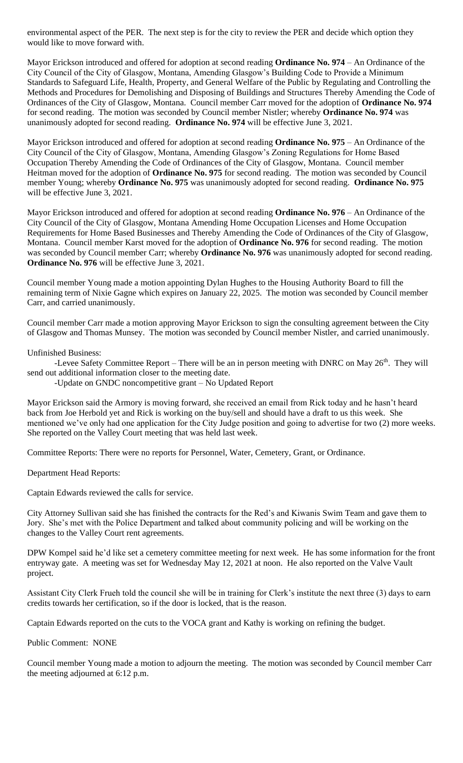environmental aspect of the PER. The next step is for the city to review the PER and decide which option they would like to move forward with.

Mayor Erickson introduced and offered for adoption at second reading **Ordinance No. 974** – An Ordinance of the City Council of the City of Glasgow, Montana, Amending Glasgow's Building Code to Provide a Minimum Standards to Safeguard Life, Health, Property, and General Welfare of the Public by Regulating and Controlling the Methods and Procedures for Demolishing and Disposing of Buildings and Structures Thereby Amending the Code of Ordinances of the City of Glasgow, Montana. Council member Carr moved for the adoption of **Ordinance No. 974** for second reading. The motion was seconded by Council member Nistler; whereby **Ordinance No. 974** was unanimously adopted for second reading. **Ordinance No. 974** will be effective June 3, 2021.

Mayor Erickson introduced and offered for adoption at second reading **Ordinance No. 975** – An Ordinance of the City Council of the City of Glasgow, Montana, Amending Glasgow's Zoning Regulations for Home Based Occupation Thereby Amending the Code of Ordinances of the City of Glasgow, Montana. Council member Heitman moved for the adoption of **Ordinance No. 975** for second reading. The motion was seconded by Council member Young; whereby **Ordinance No. 975** was unanimously adopted for second reading. **Ordinance No. 975** will be effective June 3, 2021.

Mayor Erickson introduced and offered for adoption at second reading **Ordinance No. 976** – An Ordinance of the City Council of the City of Glasgow, Montana Amending Home Occupation Licenses and Home Occupation Requirements for Home Based Businesses and Thereby Amending the Code of Ordinances of the City of Glasgow, Montana. Council member Karst moved for the adoption of **Ordinance No. 976** for second reading. The motion was seconded by Council member Carr; whereby **Ordinance No. 976** was unanimously adopted for second reading. **Ordinance No. 976** will be effective June 3, 2021.

Council member Young made a motion appointing Dylan Hughes to the Housing Authority Board to fill the remaining term of Nixie Gagne which expires on January 22, 2025. The motion was seconded by Council member Carr, and carried unanimously.

Council member Carr made a motion approving Mayor Erickson to sign the consulting agreement between the City of Glasgow and Thomas Munsey. The motion was seconded by Council member Nistler, and carried unanimously.

Unfinished Business:

-Levee Safety Committee Report – There will be an in person meeting with DNRC on May 26th. They will send out additional information closer to the meeting date.

-Update on GNDC noncompetitive grant – No Updated Report

Mayor Erickson said the Armory is moving forward, she received an email from Rick today and he hasn't heard back from Joe Herbold yet and Rick is working on the buy/sell and should have a draft to us this week. She mentioned we've only had one application for the City Judge position and going to advertise for two (2) more weeks. She reported on the Valley Court meeting that was held last week.

Committee Reports: There were no reports for Personnel, Water, Cemetery, Grant, or Ordinance.

Department Head Reports:

Captain Edwards reviewed the calls for service.

City Attorney Sullivan said she has finished the contracts for the Red's and Kiwanis Swim Team and gave them to Jory. She's met with the Police Department and talked about community policing and will be working on the changes to the Valley Court rent agreements.

DPW Kompel said he'd like set a cemetery committee meeting for next week. He has some information for the front entryway gate. A meeting was set for Wednesday May 12, 2021 at noon. He also reported on the Valve Vault project.

Assistant City Clerk Frueh told the council she will be in training for Clerk's institute the next three (3) days to earn credits towards her certification, so if the door is locked, that is the reason.

Captain Edwards reported on the cuts to the VOCA grant and Kathy is working on refining the budget.

Public Comment: NONE

Council member Young made a motion to adjourn the meeting. The motion was seconded by Council member Carr the meeting adjourned at 6:12 p.m.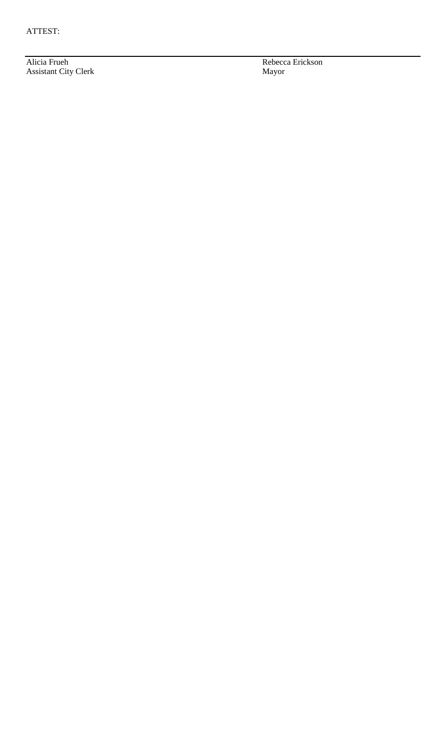ATTEST:

| | |
|---|---|
| Alicia Frueh<br>Assistant City Clerk | Rebecca Erickson<br>Mayor |